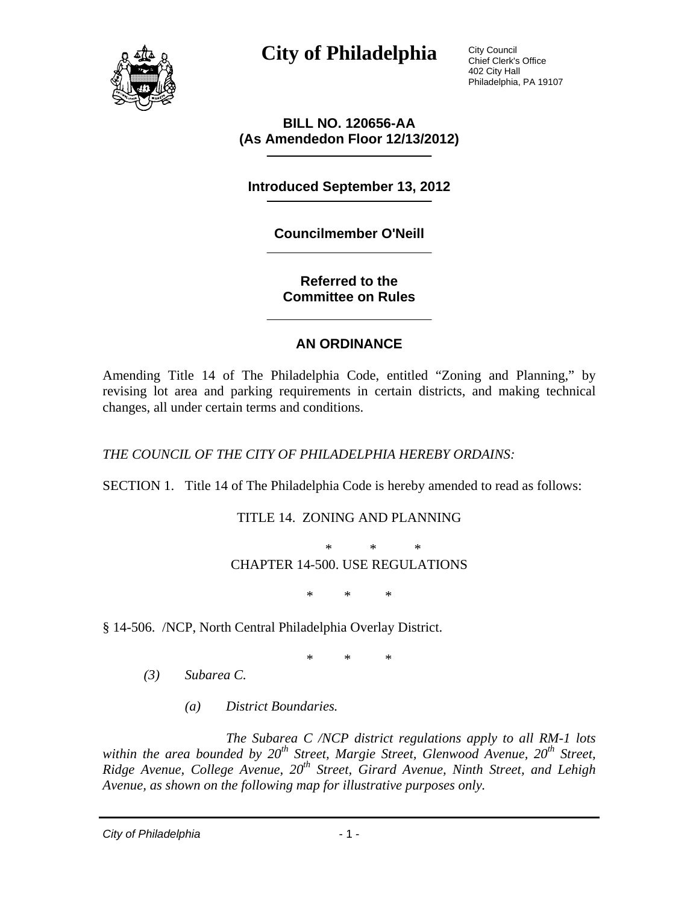# City of Philadelphia

City Council
Chief Clerk's Office
402 City Hall
Philadelphia, PA 19107

**BILL NO. 120656-AA**
**(As Amendedon Floor 12/13/2012)**

**Introduced September 13, 2012**

**Councilmember O'Neill**

**Referred to the**
**Committee on Rules**

## AN ORDINANCE

Amending Title 14 of The Philadelphia Code, entitled "Zoning and Planning," by revising lot area and parking requirements in certain districts, and making technical changes, all under certain terms and conditions.

*THE COUNCIL OF THE CITY OF PHILADELPHIA HEREBY ORDAINS:*

SECTION 1. Title 14 of The Philadelphia Code is hereby amended to read as follows:

TITLE 14. ZONING AND PLANNING

\* \* \*

CHAPTER 14-500. USE REGULATIONS

\* \* \*

§ 14-506. /NCP, North Central Philadelphia Overlay District.

\* \* \*

*(3) Subarea C.*

*(a) District Boundaries.*

*The Subarea C /NCP district regulations apply to all RM-1 lots within the area bounded by 20th Street, Margie Street, Glenwood Avenue, 20th Street, Ridge Avenue, College Avenue, 20th Street, Girard Avenue, Ninth Street, and Lehigh Avenue, as shown on the following map for illustrative purposes only.*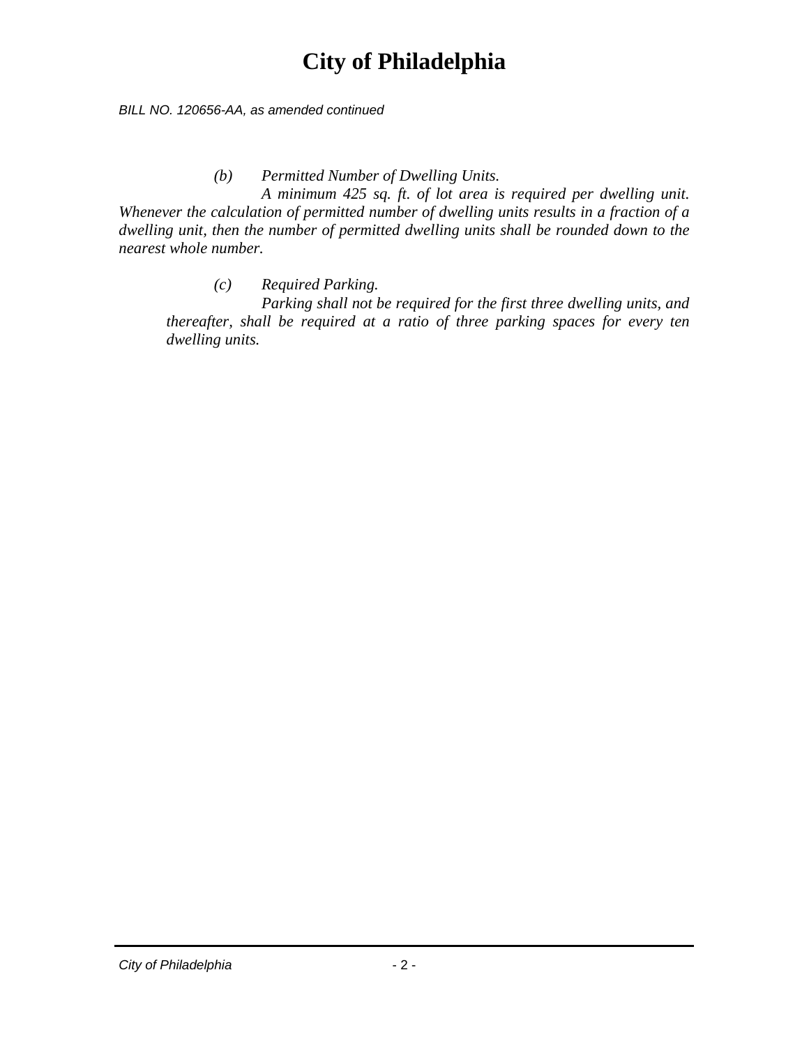*(b) Permitted Number of Dwelling Units.*

*A minimum 425 sq. ft. of lot area is required per dwelling unit. Whenever the calculation of permitted number of dwelling units results in a fraction of a dwelling unit, then the number of permitted dwelling units shall be rounded down to the nearest whole number.*

*(c) Required Parking.*

*Parking shall not be required for the first three dwelling units, and thereafter, shall be required at a ratio of three parking spaces for every ten dwelling units.*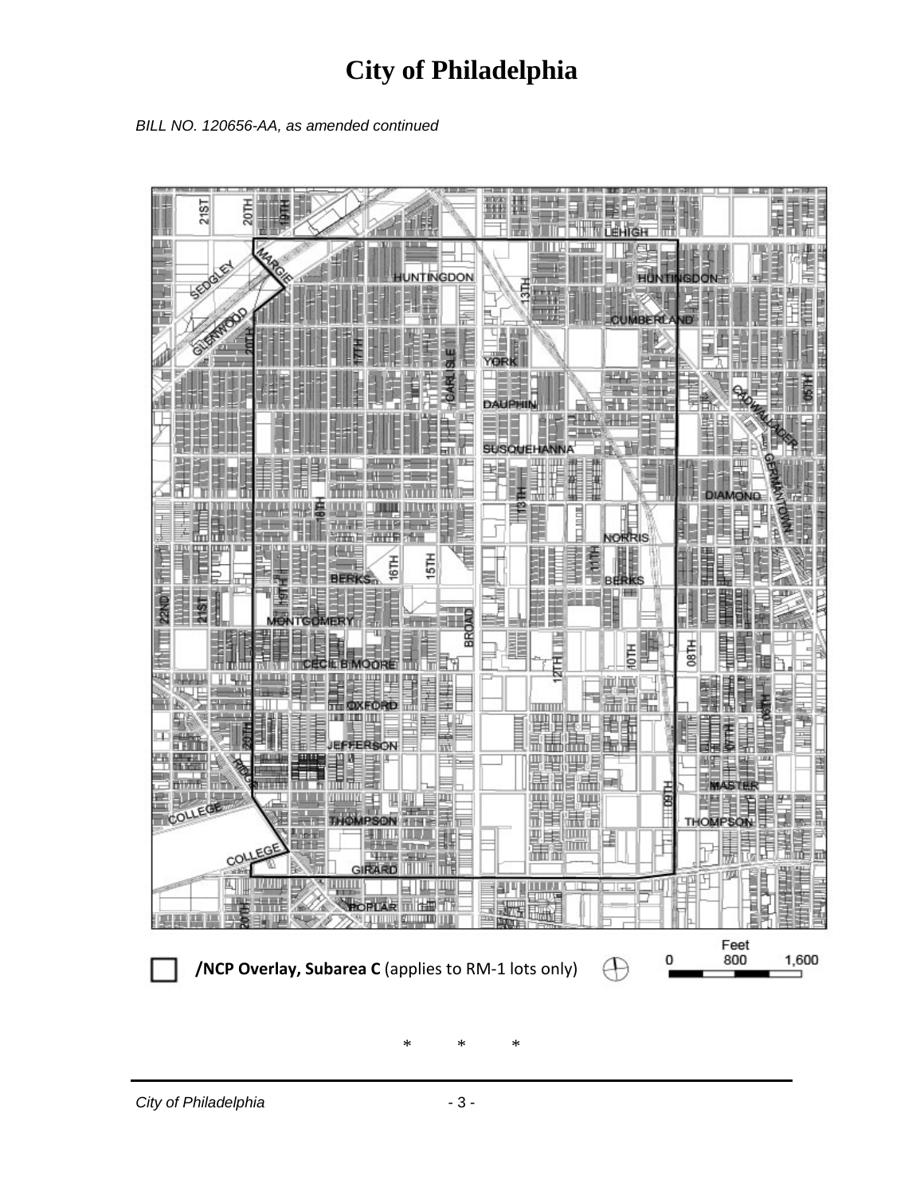# City of Philadelphia

*BILL NO. 120656-AA, as amended continued*

**/NCP Overlay, Subarea C** (applies to RM-1 lots only)

\*   \*   \*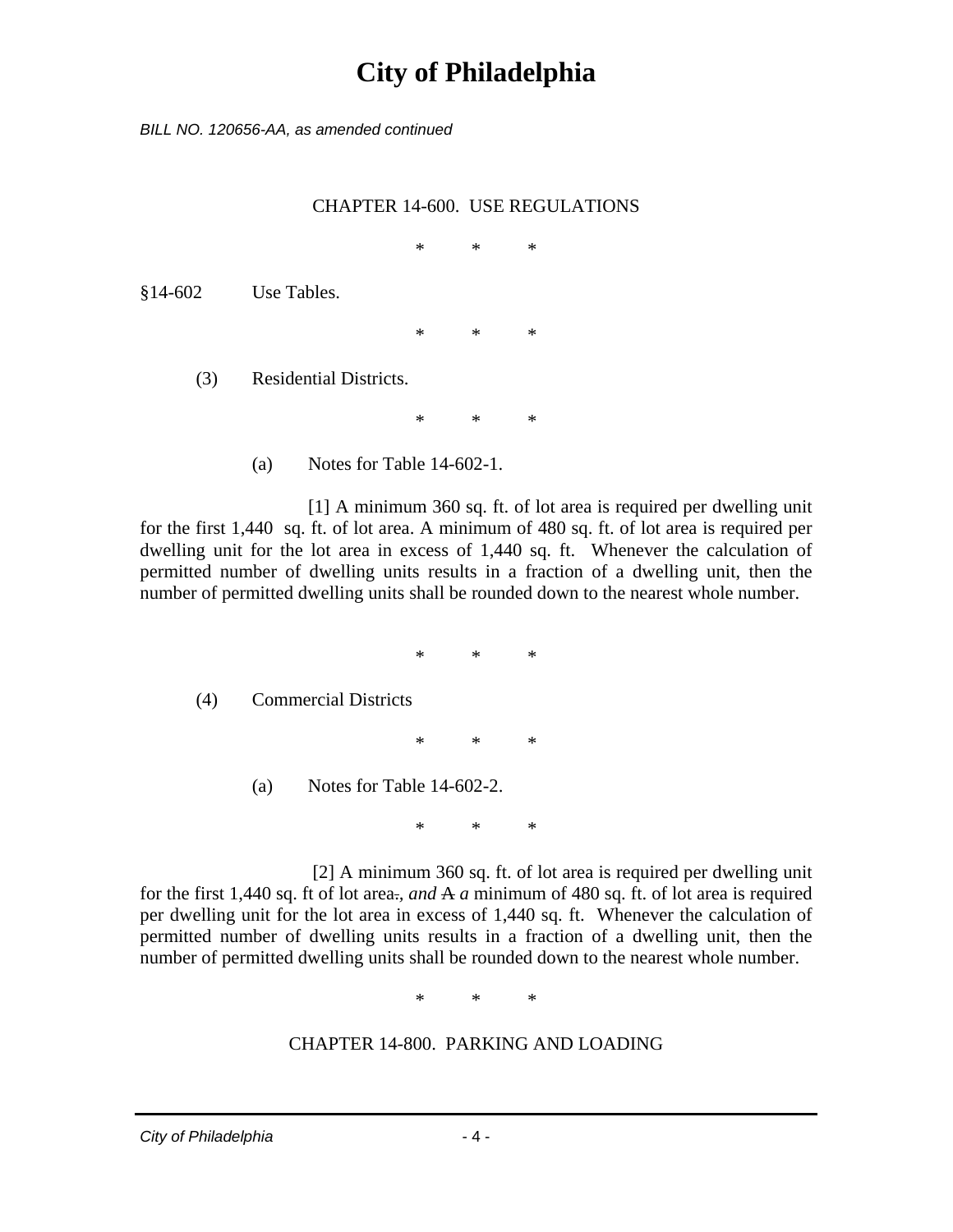BILL NO. 120656-AA, as amended continued

CHAPTER 14-600. USE REGULATIONS

\* \* \*

§14-602 Use Tables.

\* \* \*

(3) Residential Districts.

\* \* \*

(a) Notes for Table 14-602-1.

[1] A minimum 360 sq. ft. of lot area is required per dwelling unit for the first 1,440 sq. ft. of lot area. A minimum of 480 sq. ft. of lot area is required per dwelling unit for the lot area in excess of 1,440 sq. ft. Whenever the calculation of permitted number of dwelling units results in a fraction of a dwelling unit, then the number of permitted dwelling units shall be rounded down to the nearest whole number.

\* \* \*

(4) Commercial Districts

\* \* \*

(a) Notes for Table 14-602-2.

\* \* \*

[2] A minimum 360 sq. ft. of lot area is required per dwelling unit for the first 1,440 sq. ft of lot area~~.~~*, and* ~~A~~ *a* minimum of 480 sq. ft. of lot area is required per dwelling unit for the lot area in excess of 1,440 sq. ft. Whenever the calculation of permitted number of dwelling units results in a fraction of a dwelling unit, then the number of permitted dwelling units shall be rounded down to the nearest whole number.

\* \* \*

CHAPTER 14-800. PARKING AND LOADING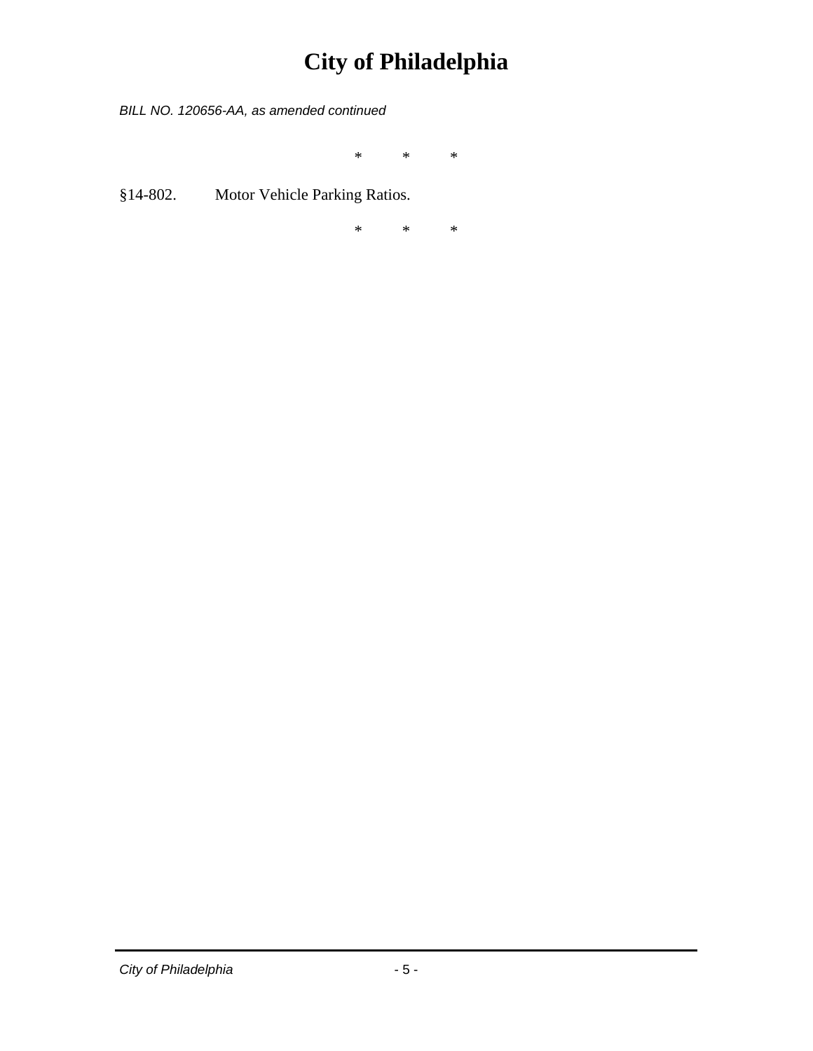*BILL NO. 120656-AA, as amended continued*

\*          \*          \*

§14-802.        Motor Vehicle Parking Ratios.

\*          \*          \*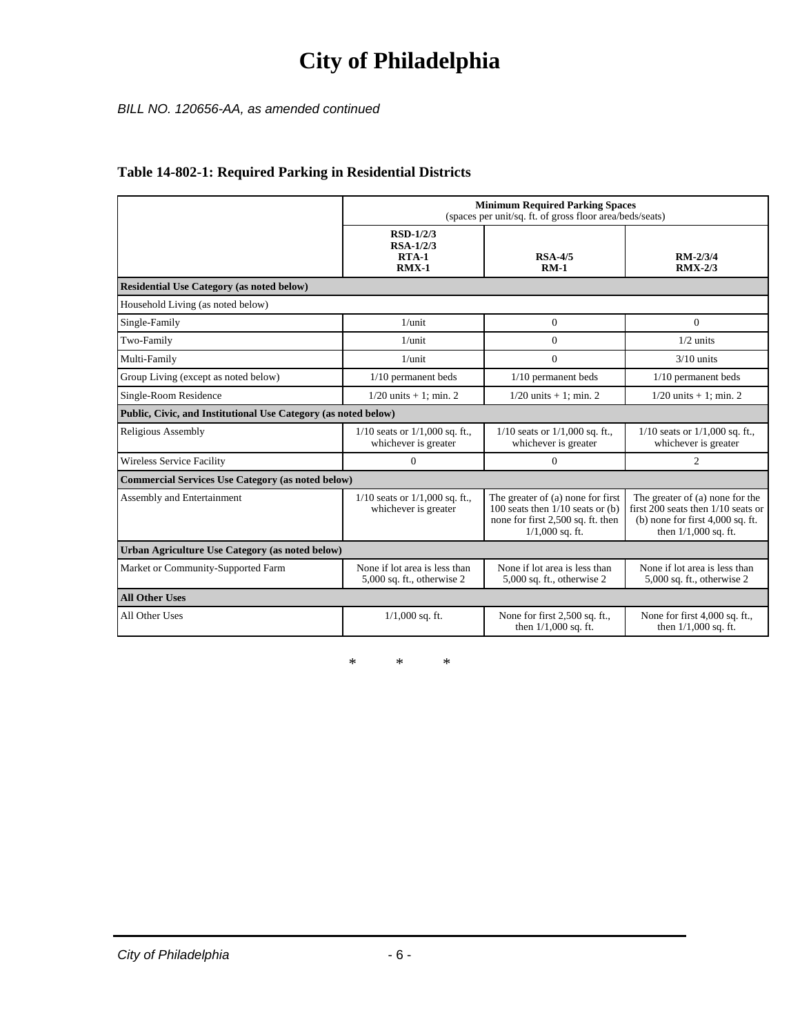# City of Philadelphia

*BILL NO. 120656-AA, as amended continued*

**Table 14-802-1: Required Parking in Residential Districts**

| | **Minimum Required Parking Spaces** (spaces per unit/sq. ft. of gross floor area/beds/seats) | | |
|---|---|---|---|
| | **RSD-1/2/3 RSA-1/2/3 RTA-1 RMX-1** | **RSA-4/5 RM-1** | **RM-2/3/4 RMX-2/3** |
| **Residential Use Category (as noted below)** | | | |
| Household Living (as noted below) | | | |
| Single-Family | 1/unit | 0 | 0 |
| Two-Family | 1/unit | 0 | 1/2 units |
| Multi-Family | 1/unit | 0 | 3/10 units |
| Group Living (except as noted below) | 1/10 permanent beds | 1/10 permanent beds | 1/10 permanent beds |
| Single-Room Residence | 1/20 units + 1; min. 2 | 1/20 units + 1; min. 2 | 1/20 units + 1; min. 2 |
| **Public, Civic, and Institutional Use Category (as noted below)** | | | |
| Religious Assembly | 1/10 seats or 1/1,000 sq. ft., whichever is greater | 1/10 seats or 1/1,000 sq. ft., whichever is greater | 1/10 seats or 1/1,000 sq. ft., whichever is greater |
| Wireless Service Facility | 0 | 0 | 2 |
| **Commercial Services Use Category (as noted below)** | | | |
| Assembly and Entertainment | 1/10 seats or 1/1,000 sq. ft., whichever is greater | The greater of (a) none for first 100 seats then 1/10 seats or (b) none for first 2,500 sq. ft. then 1/1,000 sq. ft. | The greater of (a) none for the first 200 seats then 1/10 seats or (b) none for first 4,000 sq. ft. then 1/1,000 sq. ft. |
| **Urban Agriculture Use Category (as noted below)** | | | |
| Market or Community-Supported Farm | None if lot area is less than 5,000 sq. ft., otherwise 2 | None if lot area is less than 5,000 sq. ft., otherwise 2 | None if lot area is less than 5,000 sq. ft., otherwise 2 |
| **All Other Uses** | | | |
| All Other Uses | 1/1,000 sq. ft. | None for first 2,500 sq. ft., then 1/1,000 sq. ft. | None for first 4,000 sq. ft., then 1/1,000 sq. ft. |

\* \* \*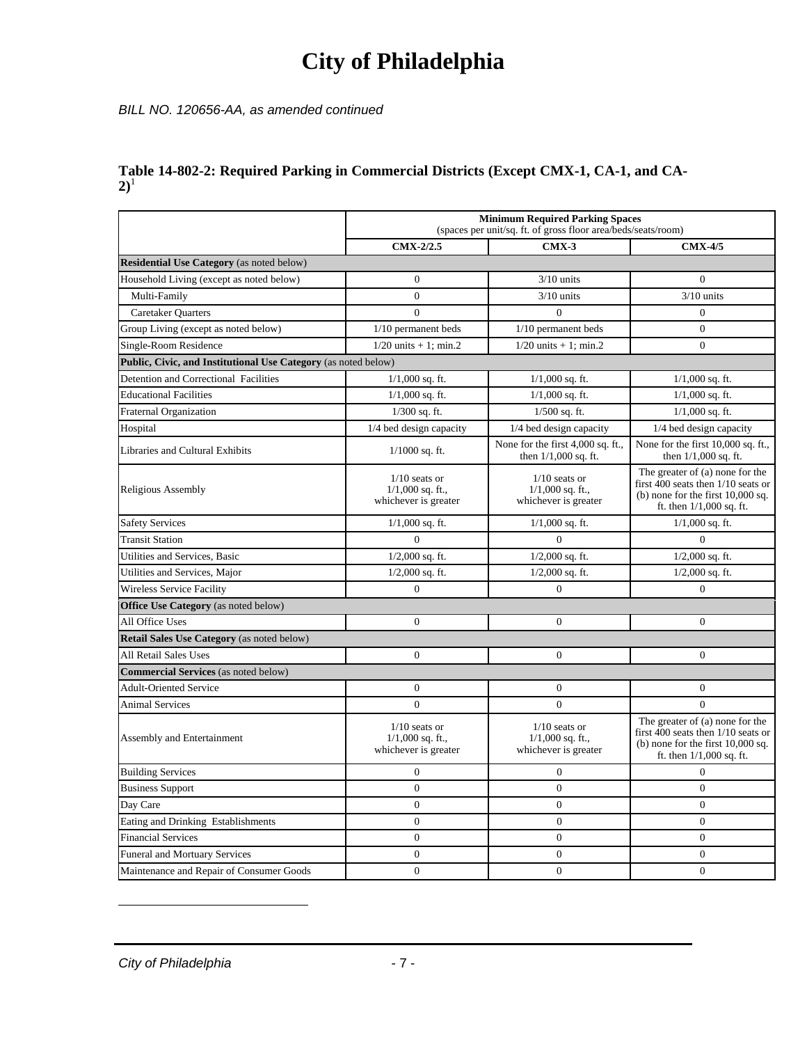# City of Philadelphia

*BILL NO. 120656-AA, as amended continued*

**Table 14-802-2: Required Parking in Commercial Districts (Except CMX-1, CA-1, and CA-2)**[1]

| | Minimum Required Parking Spaces (spaces per unit/sq. ft. of gross floor area/beds/seats/room) | | |
|---|---|---|---|
| | **CMX-2/2.5** | **CMX-3** | **CMX-4/5** |
| **Residential Use Category** (as noted below) | | | |
| Household Living (except as noted below) | 0 | 3/10 units | 0 |
| Multi-Family | 0 | 3/10 units | 3/10 units |
| Caretaker Quarters | 0 | 0 | 0 |
| Group Living (except as noted below) | 1/10 permanent beds | 1/10 permanent beds | 0 |
| Single-Room Residence | 1/20 units + 1; min.2 | 1/20 units + 1; min.2 | 0 |
| **Public, Civic, and Institutional Use Category** (as noted below) | | | |
| Detention and Correctional Facilities | 1/1,000 sq. ft. | 1/1,000 sq. ft. | 1/1,000 sq. ft. |
| Educational Facilities | 1/1,000 sq. ft. | 1/1,000 sq. ft. | 1/1,000 sq. ft. |
| Fraternal Organization | 1/300 sq. ft. | 1/500 sq. ft. | 1/1,000 sq. ft. |
| Hospital | 1/4 bed design capacity | 1/4 bed design capacity | 1/4 bed design capacity |
| Libraries and Cultural Exhibits | 1/1000 sq. ft. | None for the first 4,000 sq. ft., then 1/1,000 sq. ft. | None for the first 10,000 sq. ft., then 1/1,000 sq. ft. |
| Religious Assembly | 1/10 seats or 1/1,000 sq. ft., whichever is greater | 1/10 seats or 1/1,000 sq. ft., whichever is greater | The greater of (a) none for the first 400 seats then 1/10 seats or (b) none for the first 10,000 sq. ft. then 1/1,000 sq. ft. |
| Safety Services | 1/1,000 sq. ft. | 1/1,000 sq. ft. | 1/1,000 sq. ft. |
| Transit Station | 0 | 0 | 0 |
| Utilities and Services, Basic | 1/2,000 sq. ft. | 1/2,000 sq. ft. | 1/2,000 sq. ft. |
| Utilities and Services, Major | 1/2,000 sq. ft. | 1/2,000 sq. ft. | 1/2,000 sq. ft. |
| Wireless Service Facility | 0 | 0 | 0 |
| **Office Use Category** (as noted below) | | | |
| All Office Uses | 0 | 0 | 0 |
| **Retail Sales Use Category** (as noted below) | | | |
| All Retail Sales Uses | 0 | 0 | 0 |
| **Commercial Services** (as noted below) | | | |
| Adult-Oriented Service | 0 | 0 | 0 |
| Animal Services | 0 | 0 | 0 |
| Assembly and Entertainment | 1/10 seats or 1/1,000 sq. ft., whichever is greater | 1/10 seats or 1/1,000 sq. ft., whichever is greater | The greater of (a) none for the first 400 seats then 1/10 seats or (b) none for the first 10,000 sq. ft. then 1/1,000 sq. ft. |
| Building Services | 0 | 0 | 0 |
| Business Support | 0 | 0 | 0 |
| Day Care | 0 | 0 | 0 |
| Eating and Drinking Establishments | 0 | 0 | 0 |
| Financial Services | 0 | 0 | 0 |
| Funeral and Mortuary Services | 0 | 0 | 0 |
| Maintenance and Repair of Consumer Goods | 0 | 0 | 0 |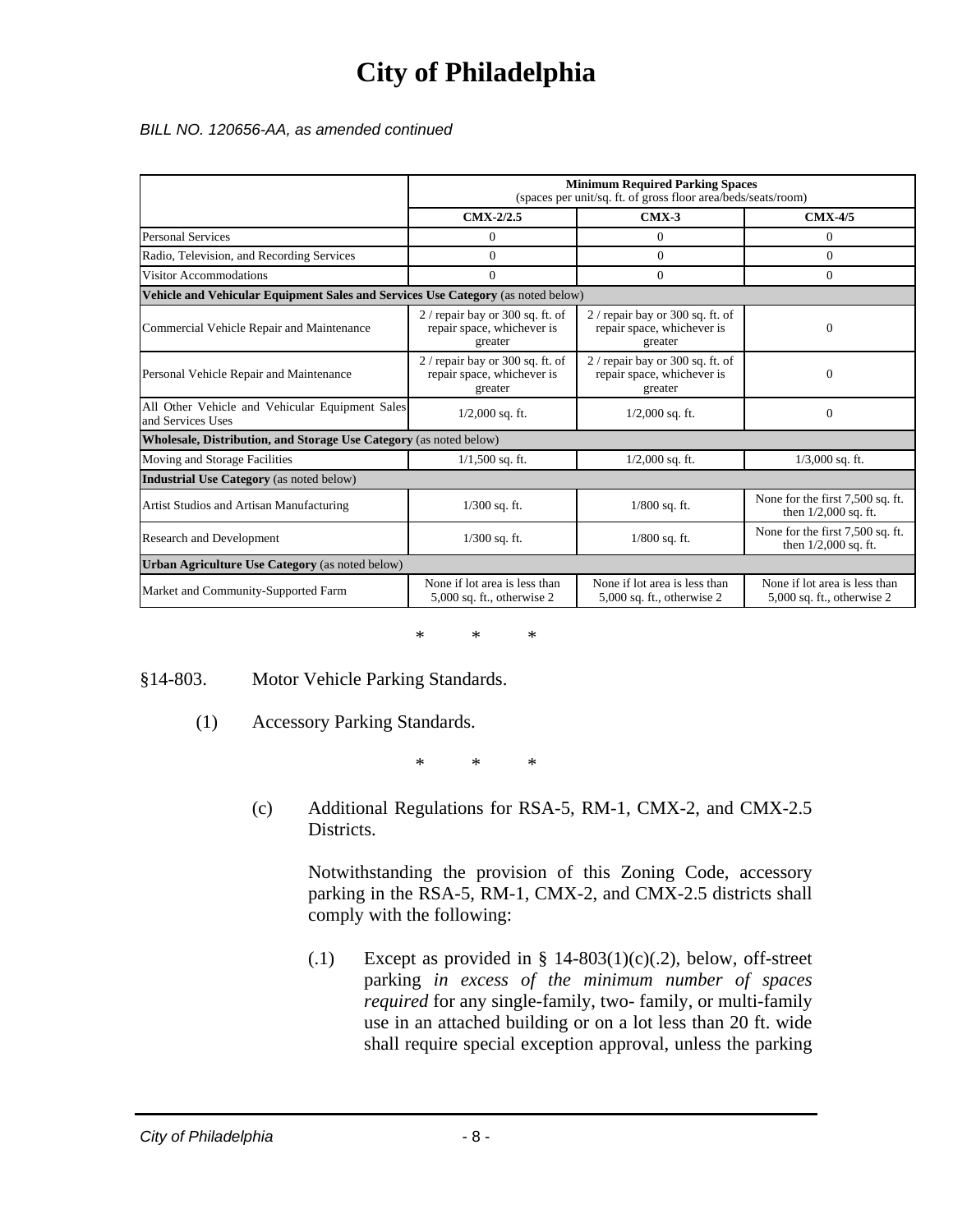# City of Philadelphia

*BILL NO. 120656-AA, as amended continued*

| | Minimum Required Parking Spaces (spaces per unit/sq. ft. of gross floor area/beds/seats/room) | | |
|---|---|---|---|
| | **CMX-2/2.5** | **CMX-3** | **CMX-4/5** |
| Personal Services | 0 | 0 | 0 |
| Radio, Television, and Recording Services | 0 | 0 | 0 |
| Visitor Accommodations | 0 | 0 | 0 |
| **Vehicle and Vehicular Equipment Sales and Services Use Category** (as noted below) | | | |
| Commercial Vehicle Repair and Maintenance | 2 / repair bay or 300 sq. ft. of repair space, whichever is greater | 2 / repair bay or 300 sq. ft. of repair space, whichever is greater | 0 |
| Personal Vehicle Repair and Maintenance | 2 / repair bay or 300 sq. ft. of repair space, whichever is greater | 2 / repair bay or 300 sq. ft. of repair space, whichever is greater | 0 |
| All Other Vehicle and Vehicular Equipment Sales and Services Uses | 1/2,000 sq. ft. | 1/2,000 sq. ft. | 0 |
| **Wholesale, Distribution, and Storage Use Category** (as noted below) | | | |
| Moving and Storage Facilities | 1/1,500 sq. ft. | 1/2,000 sq. ft. | 1/3,000 sq. ft. |
| **Industrial Use Category** (as noted below) | | | |
| Artist Studios and Artisan Manufacturing | 1/300 sq. ft. | 1/800 sq. ft. | None for the first 7,500 sq. ft. then 1/2,000 sq. ft. |
| Research and Development | 1/300 sq. ft. | 1/800 sq. ft. | None for the first 7,500 sq. ft. then 1/2,000 sq. ft. |
| **Urban Agriculture Use Category** (as noted below) | | | |
| Market and Community-Supported Farm | None if lot area is less than 5,000 sq. ft., otherwise 2 | None if lot area is less than 5,000 sq. ft., otherwise 2 | None if lot area is less than 5,000 sq. ft., otherwise 2 |

\* \* \*

§14-803. Motor Vehicle Parking Standards.

(1) Accessory Parking Standards.

\* \* \*

(c) Additional Regulations for RSA-5, RM-1, CMX-2, and CMX-2.5 Districts.

Notwithstanding the provision of this Zoning Code, accessory parking in the RSA-5, RM-1, CMX-2, and CMX-2.5 districts shall comply with the following:

(.1) Except as provided in § 14-803(1)(c)(.2), below, off-street parking *in excess of the minimum number of spaces required* for any single-family, two- family, or multi-family use in an attached building or on a lot less than 20 ft. wide shall require special exception approval, unless the parking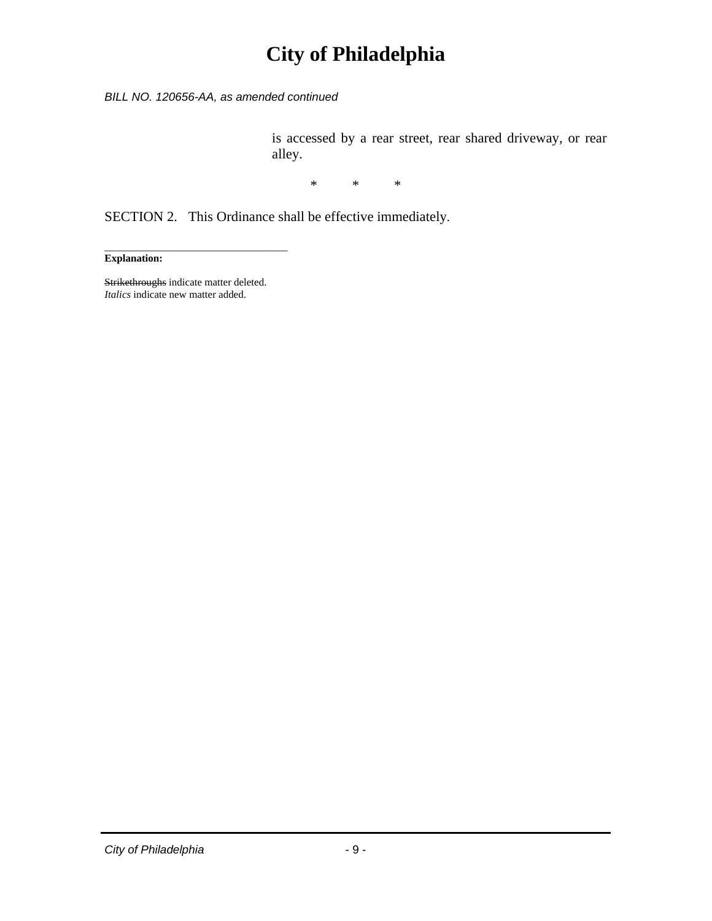is accessed by a rear street, rear shared driveway, or rear alley.

\* \* \*

SECTION 2. This Ordinance shall be effective immediately.

\_\_\_\_\_\_\_\_\_\_\_\_\_\_\_\_\_\_\_\_\_\_\_\_\_\_\_\_\_\_\_\_

**Explanation:**

~~Strikethroughs~~ indicate matter deleted.
*Italics* indicate new matter added.